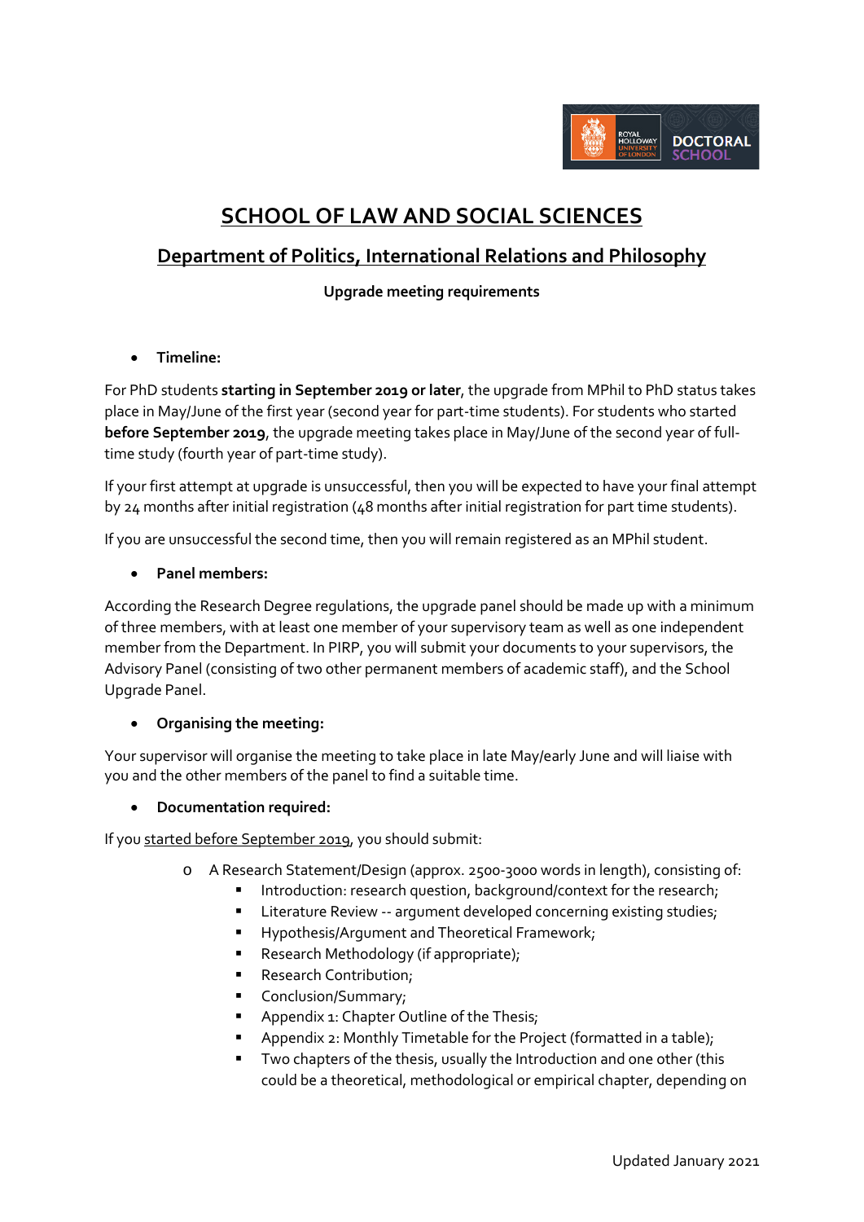# SCHOOL OF LAW AND SOCIAL SCIENCES

## Department of Politics, International Relations and Philosophy

**Upgrade meeting requirements**

- **Timeline:**

For PhD students **starting in September 2019 or later**, the upgrade from MPhil to PhD status takes place in May/June of the first year (second year for part-time students). For students who started **before September 2019**, the upgrade meeting takes place in May/June of the second year of full-time study (fourth year of part-time study).

If your first attempt at upgrade is unsuccessful, then you will be expected to have your final attempt by 24 months after initial registration (48 months after initial registration for part time students).

If you are unsuccessful the second time, then you will remain registered as an MPhil student.

- **Panel members:**

According the Research Degree regulations, the upgrade panel should be made up with a minimum of three members, with at least one member of your supervisory team as well as one independent member from the Department. In PIRP, you will submit your documents to your supervisors, the Advisory Panel (consisting of two other permanent members of academic staff), and the School Upgrade Panel.

- **Organising the meeting:**

Your supervisor will organise the meeting to take place in late May/early June and will liaise with you and the other members of the panel to find a suitable time.

- **Documentation required:**

If you started before September 2019, you should submit:

- A Research Statement/Design (approx. 2500-3000 words in length), consisting of:
    - Introduction: research question, background/context for the research;
    - Literature Review -- argument developed concerning existing studies;
    - Hypothesis/Argument and Theoretical Framework;
    - Research Methodology (if appropriate);
    - Research Contribution;
    - Conclusion/Summary;
    - Appendix 1: Chapter Outline of the Thesis;
    - Appendix 2: Monthly Timetable for the Project (formatted in a table);
    - Two chapters of the thesis, usually the Introduction and one other (this could be a theoretical, methodological or empirical chapter, depending on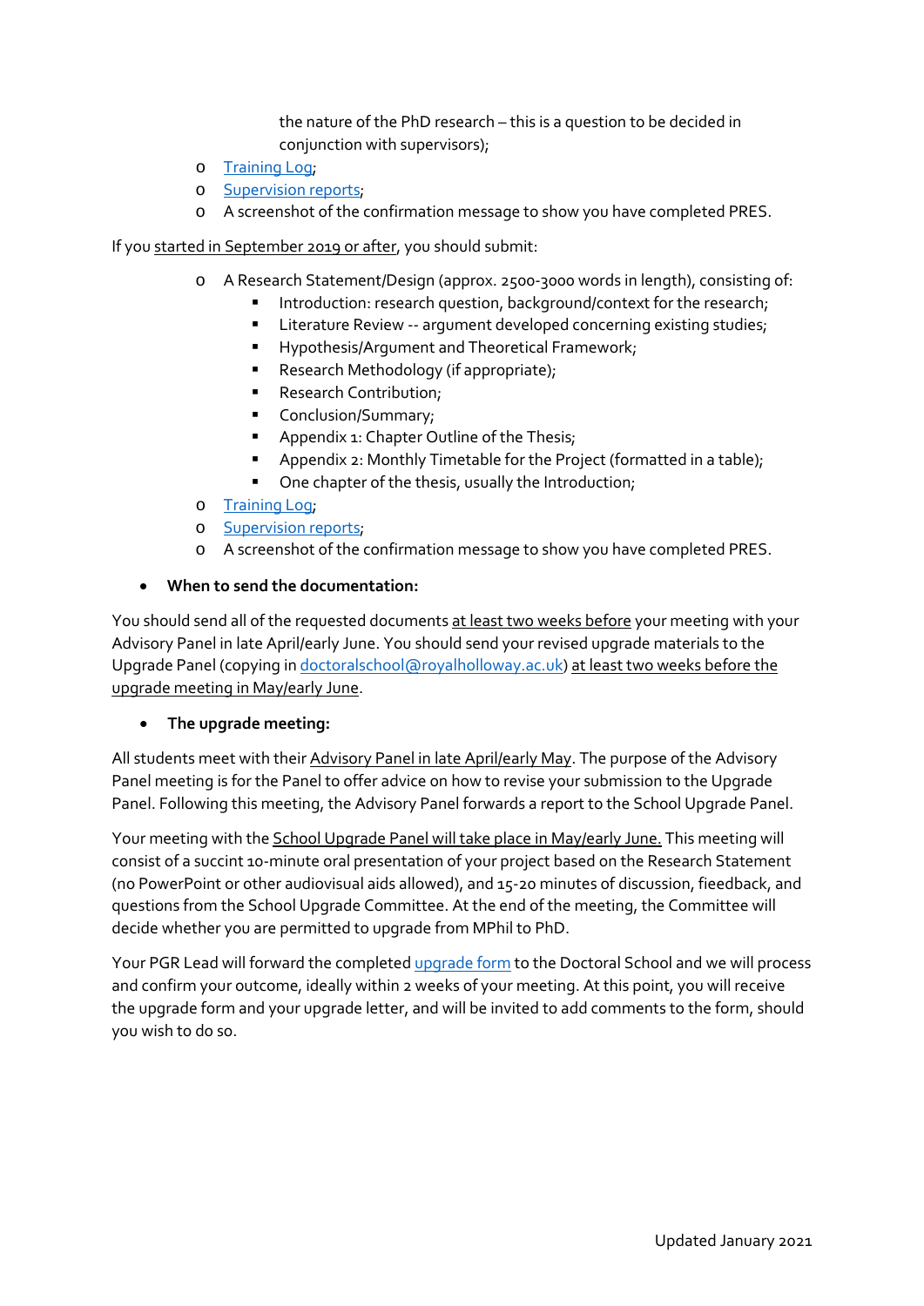the nature of the PhD research – this is a question to be decided in conjunction with supervisors);

- Training Log;
- Supervision reports;
- A screenshot of the confirmation message to show you have completed PRES.

If you started in September 2019 or after, you should submit:

- A Research Statement/Design (approx. 2500-3000 words in length), consisting of:
  - Introduction: research question, background/context for the research;
  - Literature Review -- argument developed concerning existing studies;
  - Hypothesis/Argument and Theoretical Framework;
  - Research Methodology (if appropriate);
  - Research Contribution;
  - Conclusion/Summary;
  - Appendix 1: Chapter Outline of the Thesis;
  - Appendix 2: Monthly Timetable for the Project (formatted in a table);
  - One chapter of the thesis, usually the Introduction;
- Training Log;
- Supervision reports;
- A screenshot of the confirmation message to show you have completed PRES.

- **When to send the documentation:**

You should send all of the requested documents at least two weeks before your meeting with your Advisory Panel in late April/early June. You should send your revised upgrade materials to the Upgrade Panel (copying in doctoralschool@royalholloway.ac.uk) at least two weeks before the upgrade meeting in May/early June.

- **The upgrade meeting:**

All students meet with their Advisory Panel in late April/early May. The purpose of the Advisory Panel meeting is for the Panel to offer advice on how to revise your submission to the Upgrade Panel. Following this meeting, the Advisory Panel forwards a report to the School Upgrade Panel.

Your meeting with the School Upgrade Panel will take place in May/early June. This meeting will consist of a succint 10-minute oral presentation of your project based on the Research Statement (no PowerPoint or other audiovisual aids allowed), and 15-20 minutes of discussion, fieedback, and questions from the School Upgrade Committee. At the end of the meeting, the Committee will decide whether you are permitted to upgrade from MPhil to PhD.

Your PGR Lead will forward the completed upgrade form to the Doctoral School and we will process and confirm your outcome, ideally within 2 weeks of your meeting. At this point, you will receive the upgrade form and your upgrade letter, and will be invited to add comments to the form, should you wish to do so.

Updated January 2021